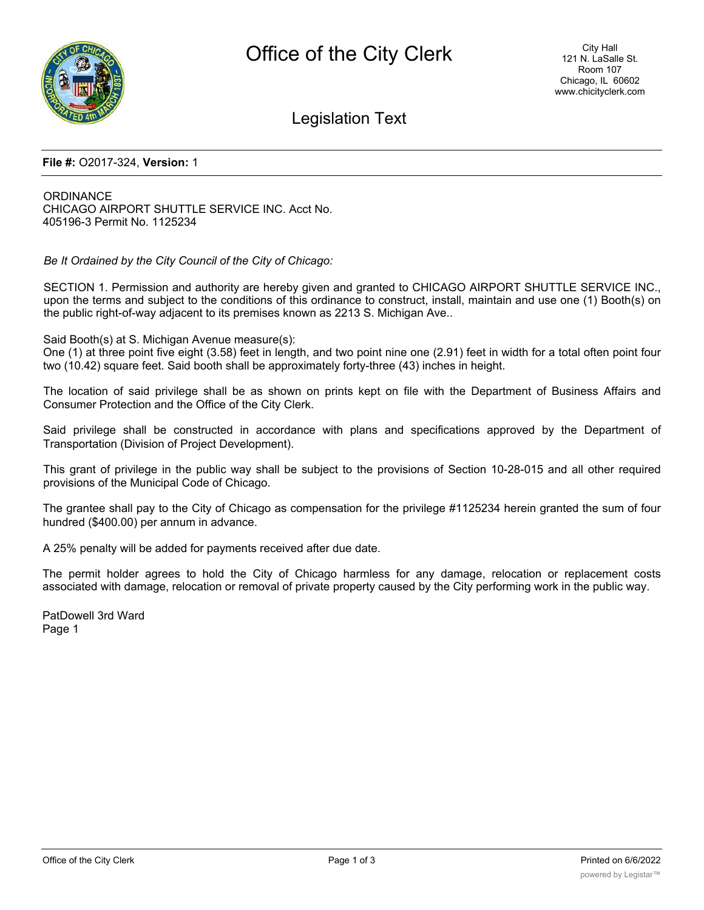# Office of the City Clerk

City Hall
121 N. LaSalle St.
Room 107
Chicago, IL 60602
www.chicityclerk.com

## Legislation Text

**File #:** O2017-324, **Version:** 1

ORDINANCE
CHICAGO AIRPORT SHUTTLE SERVICE INC. Acct No. 405196-3 Permit No. 1125234

*Be It Ordained by the City Council of the City of Chicago:*

SECTION 1. Permission and authority are hereby given and granted to CHICAGO AIRPORT SHUTTLE SERVICE INC., upon the terms and subject to the conditions of this ordinance to construct, install, maintain and use one (1) Booth(s) on the public right-of-way adjacent to its premises known as 2213 S. Michigan Ave..

Said Booth(s) at S. Michigan Avenue measure(s):
One (1) at three point five eight (3.58) feet in length, and two point nine one (2.91) feet in width for a total often point four two (10.42) square feet. Said booth shall be approximately forty-three (43) inches in height.

The location of said privilege shall be as shown on prints kept on file with the Department of Business Affairs and Consumer Protection and the Office of the City Clerk.

Said privilege shall be constructed in accordance with plans and specifications approved by the Department of Transportation (Division of Project Development).

This grant of privilege in the public way shall be subject to the provisions of Section 10-28-015 and all other required provisions of the Municipal Code of Chicago.

The grantee shall pay to the City of Chicago as compensation for the privilege #1125234 herein granted the sum of four hundred ($400.00) per annum in advance.

A 25% penalty will be added for payments received after due date.

The permit holder agrees to hold the City of Chicago harmless for any damage, relocation or replacement costs associated with damage, relocation or removal of private property caused by the City performing work in the public way.

PatDowell 3rd Ward
Page 1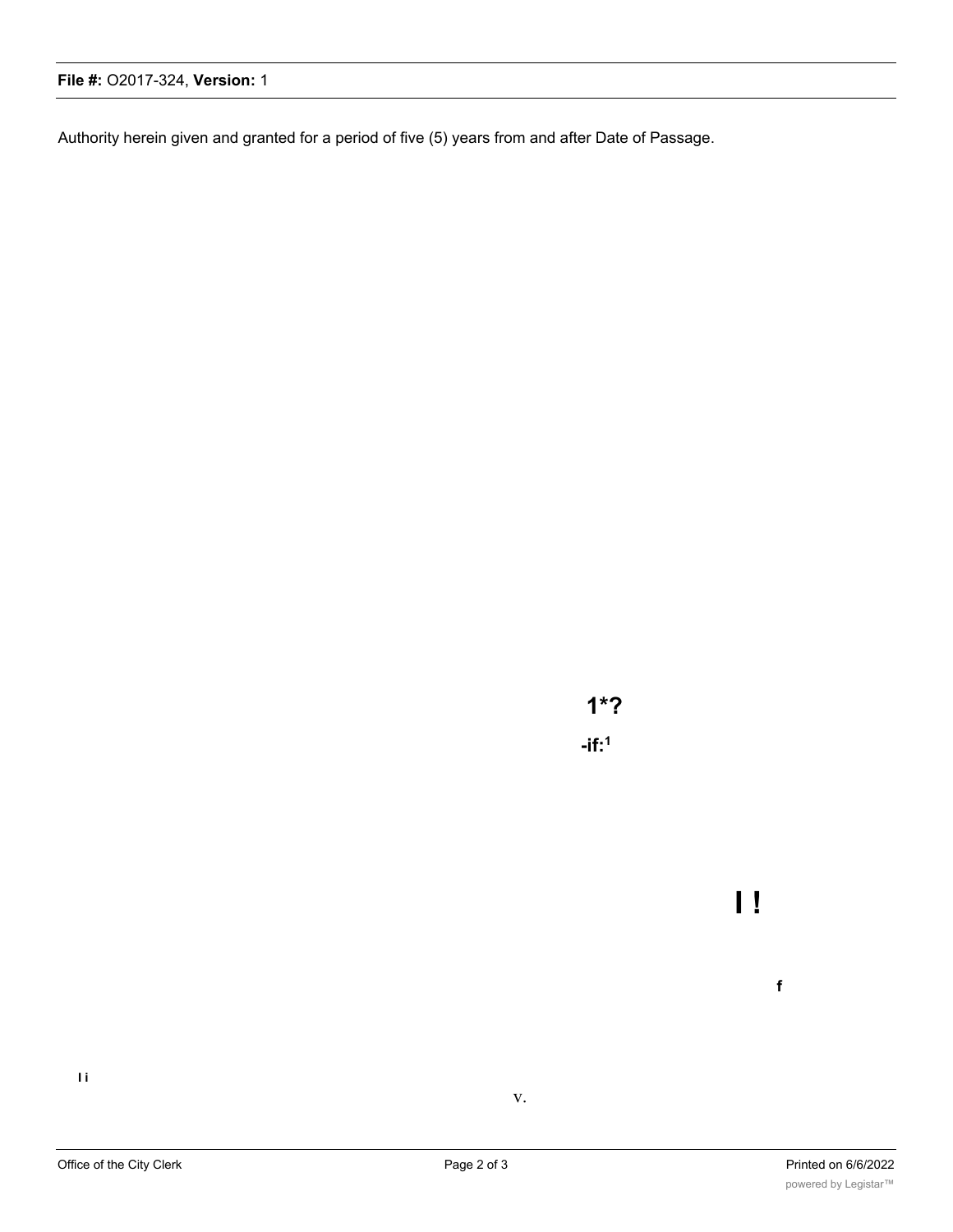Authority herein given and granted for a period of five (5) years from and after Date of Passage.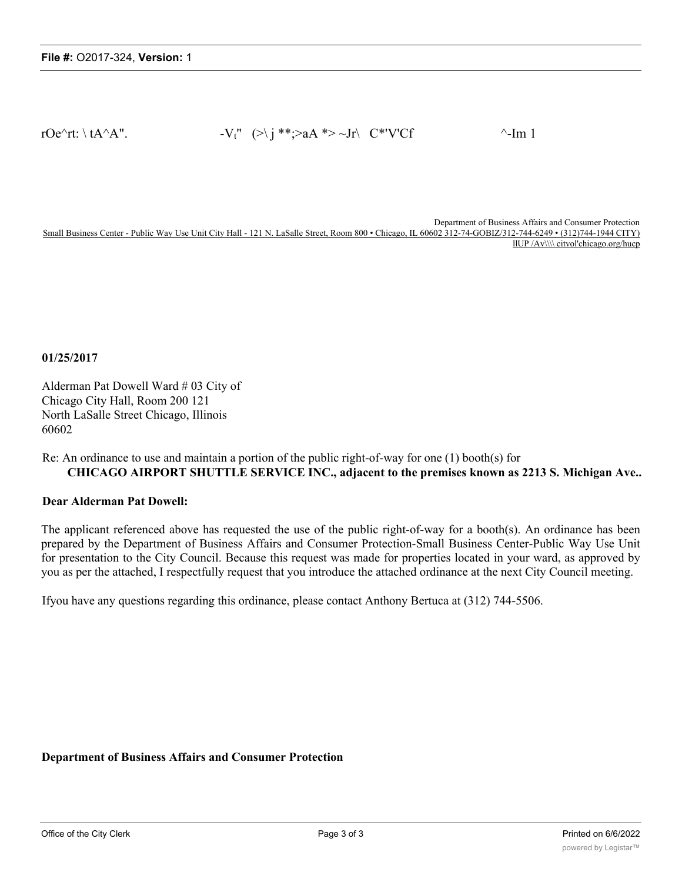rOe^rt: \ tA^A".                    -Vt"   (>\ j **;>aA *> ~Jr\   C*'V'Cf                    ^-Im 1

Department of Business Affairs and Consumer Protection
Small Business Center - Public Way Use Unit City Hall - 121 N. LaSalle Street, Room 800 • Chicago, IL 60602 312-74-GOBIZ/312-744-6249 • (312)744-1944 CITY)
llUP /Av\\\\ citvol'chicago.org/hucp

**01/25/2017**

Alderman Pat Dowell Ward # 03 City of
Chicago City Hall, Room 200 121
North LaSalle Street Chicago, Illinois
60602

Re: An ordinance to use and maintain a portion of the public right-of-way for one (1) booth(s) for **CHICAGO AIRPORT SHUTTLE SERVICE INC., adjacent to the premises known as 2213 S. Michigan Ave..**

**Dear Alderman Pat Dowell:**

The applicant referenced above has requested the use of the public right-of-way for a booth(s). An ordinance has been prepared by the Department of Business Affairs and Consumer Protection-Small Business Center-Public Way Use Unit for presentation to the City Council. Because this request was made for properties located in your ward, as approved by you as per the attached, I respectfully request that you introduce the attached ordinance at the next City Council meeting.

Ifyou have any questions regarding this ordinance, please contact Anthony Bertuca at (312) 744-5506.

**Department of Business Affairs and Consumer Protection**